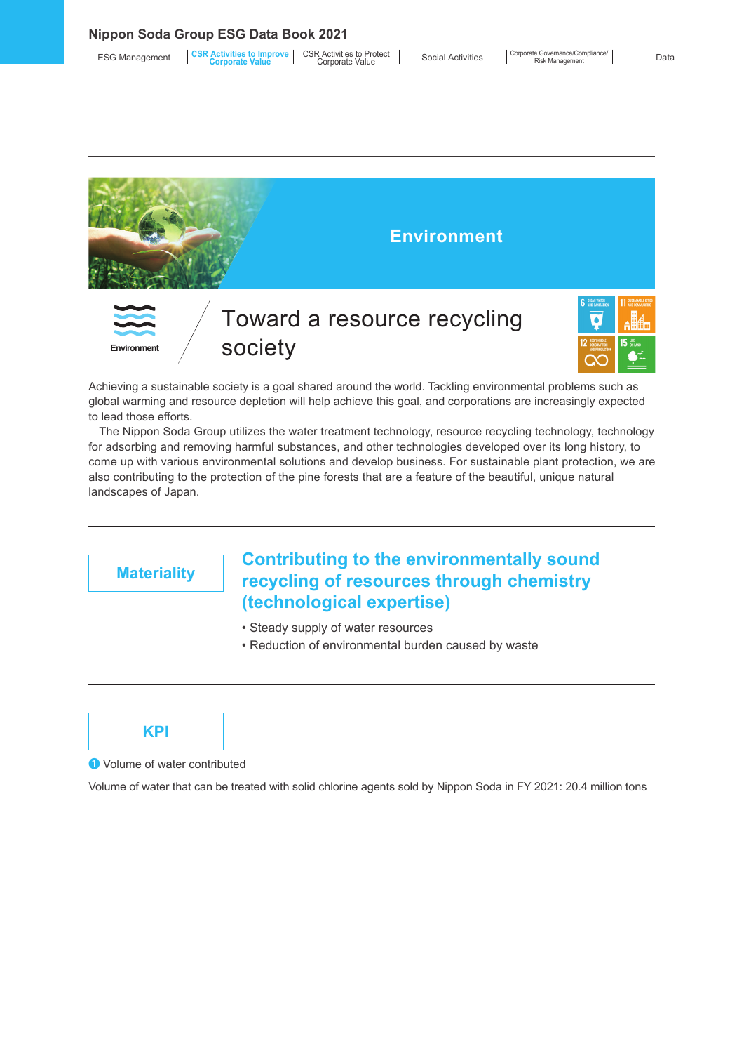# Environment

Environment

## Toward a resource recycling society

Achieving a sustainable society is a goal shared around the world. Tackling environmental problems such as global warming and resource depletion will help achieve this goal, and corporations are increasingly expected to lead those efforts.

The Nippon Soda Group utilizes the water treatment technology, resource recycling technology, technology for adsorbing and removing harmful substances, and other technologies developed over its long history, to come up with various environmental solutions and develop business. For sustainable plant protection, we are also contributing to the protection of the pine forests that are a feature of the beautiful, unique natural landscapes of Japan.

### Materiality

**Contributing to the environmentally sound recycling of resources through chemistry (technological expertise)**

- Steady supply of water resources
- Reduction of environmental burden caused by waste

### KPI

❶ Volume of water contributed

Volume of water that can be treated with solid chlorine agents sold by Nippon Soda in FY 2021: 20.4 million tons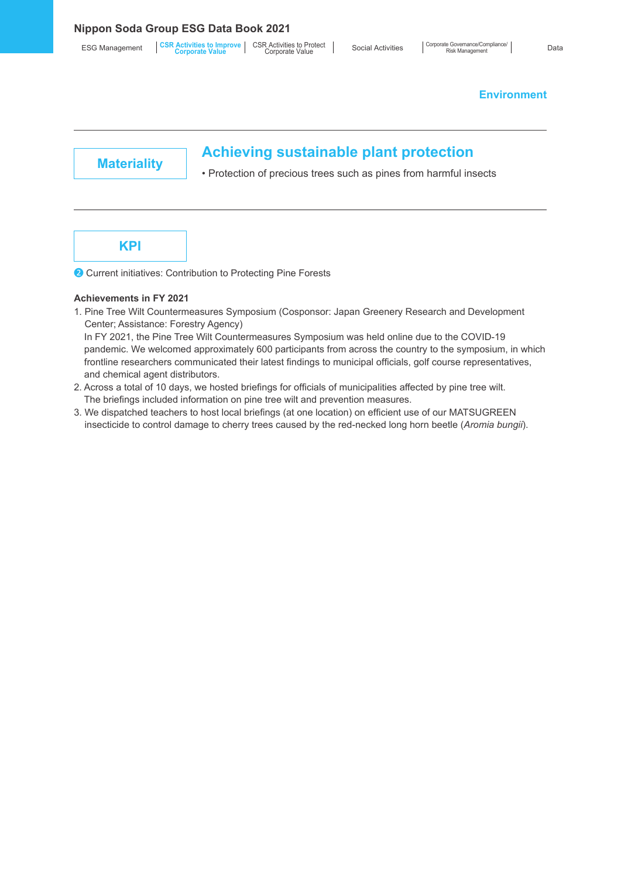## Environment

**Materiality**

## Achieving sustainable plant protection

• Protection of precious trees such as pines from harmful insects

**KPI**

❷ Current initiatives: Contribution to Protecting Pine Forests

**Achievements in FY 2021**

1. Pine Tree Wilt Countermeasures Symposium (Cosponsor: Japan Greenery Research and Development Center; Assistance: Forestry Agency)
   In FY 2021, the Pine Tree Wilt Countermeasures Symposium was held online due to the COVID-19 pandemic. We welcomed approximately 600 participants from across the country to the symposium, in which frontline researchers communicated their latest findings to municipal officials, golf course representatives, and chemical agent distributors.
2. Across a total of 10 days, we hosted briefings for officials of municipalities affected by pine tree wilt. The briefings included information on pine tree wilt and prevention measures.
3. We dispatched teachers to host local briefings (at one location) on efficient use of our MATSUGREEN insecticide to control damage to cherry trees caused by the red-necked long horn beetle (*Aromia bungii*).